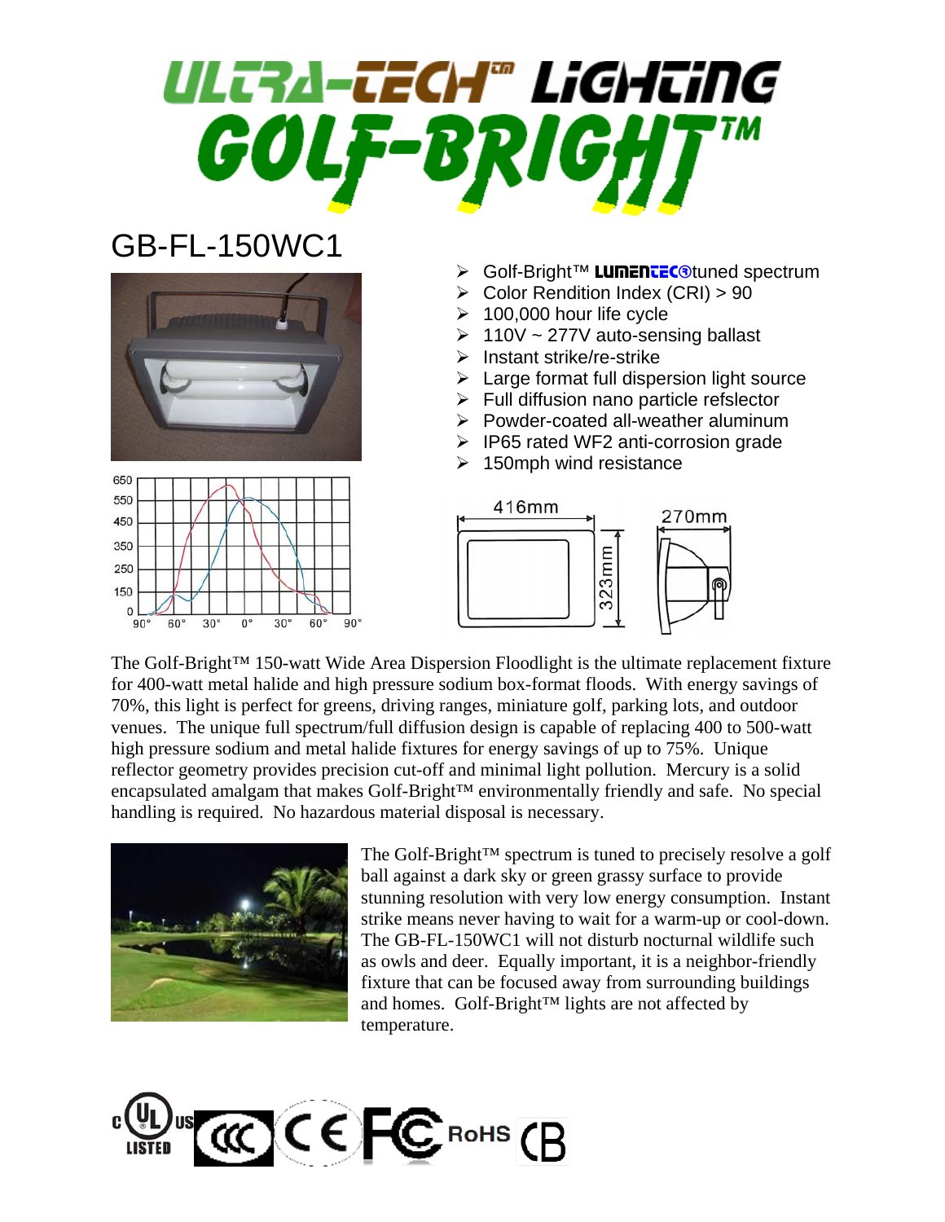# ULTRA-TECH™ LIGHTING
# GOLF-BRIGHT™

## GB-FL-150WC1

- Golf-Bright™ LUMENTEC® tuned spectrum
- Color Rendition Index (CRI) > 90
- 100,000 hour life cycle
- 110V ~ 277V auto-sensing ballast
- Instant strike/re-strike
- Large format full dispersion light source
- Full diffusion nano particle refslector
- Powder-coated all-weather aluminum
- IP65 rated WF2 anti-corrosion grade
- 150mph wind resistance

416mm 323mm 270mm

The Golf-Bright™ 150-watt Wide Area Dispersion Floodlight is the ultimate replacement fixture for 400-watt metal halide and high pressure sodium box-format floods. With energy savings of 70%, this light is perfect for greens, driving ranges, miniature golf, parking lots, and outdoor venues. The unique full spectrum/full diffusion design is capable of replacing 400 to 500-watt high pressure sodium and metal halide fixtures for energy savings of up to 75%. Unique reflector geometry provides precision cut-off and minimal light pollution. Mercury is a solid encapsulated amalgam that makes Golf-Bright™ environmentally friendly and safe. No special handling is required. No hazardous material disposal is necessary.

The Golf-Bright™ spectrum is tuned to precisely resolve a golf ball against a dark sky or green grassy surface to provide stunning resolution with very low energy consumption. Instant strike means never having to wait for a warm-up or cool-down. The GB-FL-150WC1 will not disturb nocturnal wildlife such as owls and deer. Equally important, it is a neighbor-friendly fixture that can be focused away from surrounding buildings and homes. Golf-Bright™ lights are not affected by temperature.

c UL us LISTED · CCC · CE · FC · RoHS · CB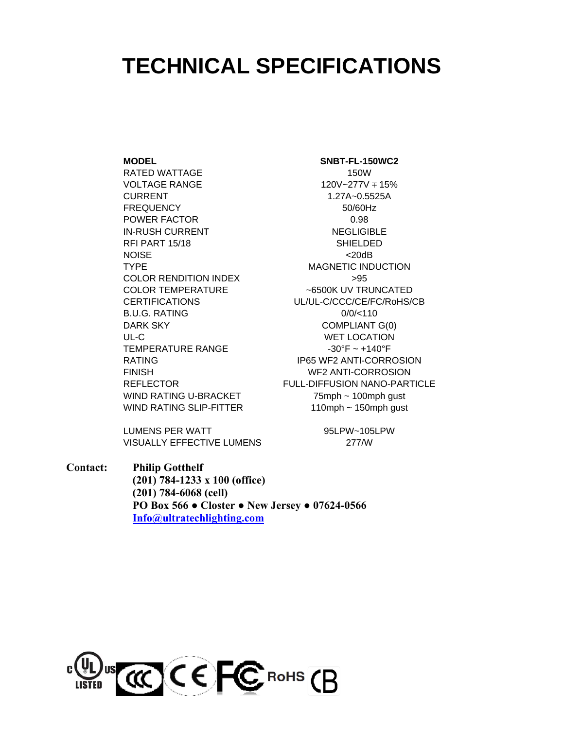# TECHNICAL SPECIFICATIONS

| **MODEL** | **SNBT-FL-150WC2** |
|---|---|
| RATED WATTAGE | 150W |
| VOLTAGE RANGE | 120V~277V ∓ 15% |
| CURRENT | 1.27A~0.5525A |
| FREQUENCY | 50/60Hz |
| POWER FACTOR | 0.98 |
| IN-RUSH CURRENT | NEGLIGIBLE |
| RFI PART 15/18 | SHIELDED |
| NOISE | <20dB |
| TYPE | MAGNETIC INDUCTION |
| COLOR RENDITION INDEX | >95 |
| COLOR TEMPERATURE | ~6500K UV TRUNCATED |
| CERTIFICATIONS | UL/UL-C/CCC/CE/FC/RoHS/CB |
| B.U.G. RATING | 0/0/<110 |
| DARK SKY | COMPLIANT G(0) |
| UL-C | WET LOCATION |
| TEMPERATURE RANGE | -30°F ~ +140°F |
| RATING | IP65 WF2 ANTI-CORROSION |
| FINISH | WF2 ANTI-CORROSION |
| REFLECTOR | FULL-DIFFUSION NANO-PARTICLE |
| WIND RATING U-BRACKET | 75mph ~ 100mph gust |
| WIND RATING SLIP-FITTER | 110mph ~ 150mph gust |
| LUMENS PER WATT | 95LPW~105LPW |
| VISUALLY EFFECTIVE LUMENS | 277/W |

**Contact:** **Philip Gotthelf**
**(201) 784-1233 x 100 (office)**
**(201) 784-6068 (cell)**
**PO Box 566 ● Closter ● New Jersey ● 07624-0566**
**Info@ultratechlighting.com**

c UL us LISTED CCC CE FC RoHS CB